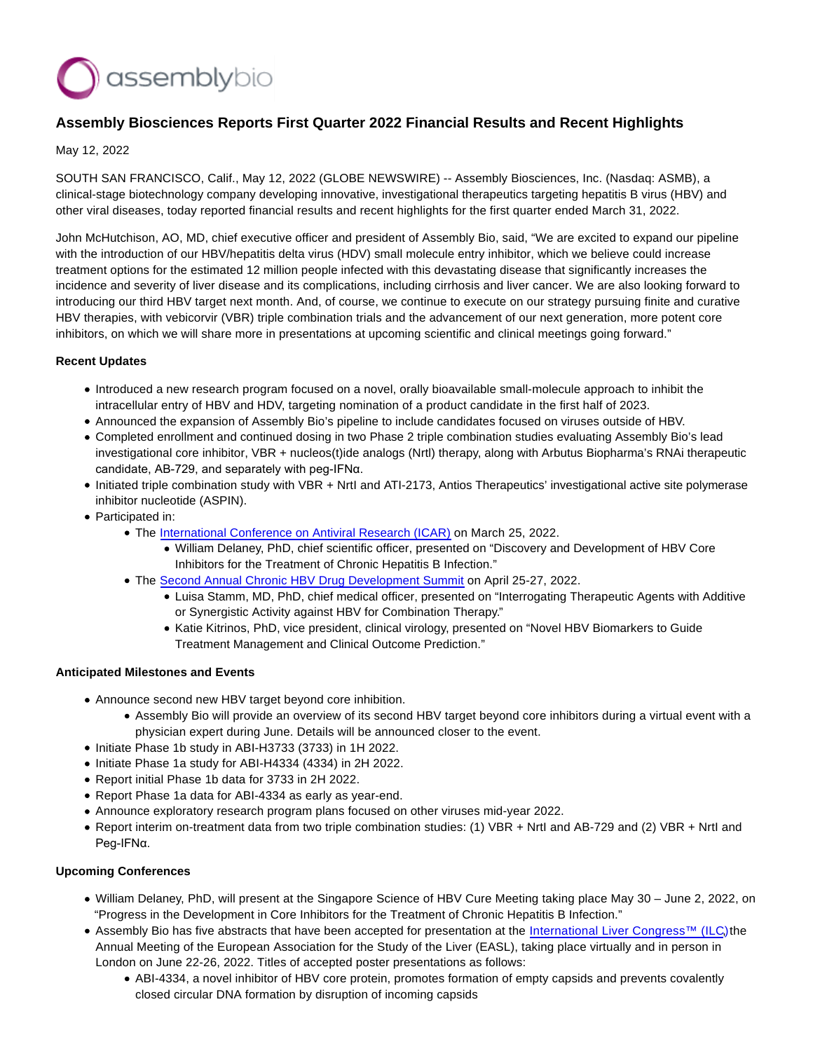# Assembly Biosciences Reports First Quarter 2022 Financial Results and Recent Highlights

May 12, 2022

SOUTH SAN FRANCISCO, Calif., May 12, 2022 (GLOBE NEWSWIRE) -- Assembly Biosciences, Inc. (Nasdaq: ASMB), a clinical-stage biotechnology company developing innovative, investigational therapeutics targeting hepatitis B virus (HBV) and other viral diseases, today reported financial results and recent highlights for the first quarter ended March 31, 2022.

John McHutchison, AO, MD, chief executive officer and president of Assembly Bio, said, "We are excited to expand our pipeline with the introduction of our HBV/hepatitis delta virus (HDV) small molecule entry inhibitor, which we believe could increase treatment options for the estimated 12 million people infected with this devastating disease that significantly increases the incidence and severity of liver disease and its complications, including cirrhosis and liver cancer. We are also looking forward to introducing our third HBV target next month. And, of course, we continue to execute on our strategy pursuing finite and curative HBV therapies, with vebicorvir (VBR) triple combination trials and the advancement of our next generation, more potent core inhibitors, on which we will share more in presentations at upcoming scientific and clinical meetings going forward."

**Recent Updates**

- Introduced a new research program focused on a novel, orally bioavailable small-molecule approach to inhibit the intracellular entry of HBV and HDV, targeting nomination of a product candidate in the first half of 2023.
- Announced the expansion of Assembly Bio's pipeline to include candidates focused on viruses outside of HBV.
- Completed enrollment and continued dosing in two Phase 2 triple combination studies evaluating Assembly Bio's lead investigational core inhibitor, VBR + nucleos(t)ide analogs (NrtI) therapy, along with Arbutus Biopharma's RNAi therapeutic candidate, AB-729, and separately with peg-IFNα.
- Initiated triple combination study with VBR + NrtI and ATI-2173, Antios Therapeutics' investigational active site polymerase inhibitor nucleotide (ASPIN).
- Participated in:
  - The International Conference on Antiviral Research (ICAR) on March 25, 2022.
    - William Delaney, PhD, chief scientific officer, presented on "Discovery and Development of HBV Core Inhibitors for the Treatment of Chronic Hepatitis B Infection."
  - The Second Annual Chronic HBV Drug Development Summit on April 25-27, 2022.
    - Luisa Stamm, MD, PhD, chief medical officer, presented on "Interrogating Therapeutic Agents with Additive or Synergistic Activity against HBV for Combination Therapy."
    - Katie Kitrinos, PhD, vice president, clinical virology, presented on "Novel HBV Biomarkers to Guide Treatment Management and Clinical Outcome Prediction."

**Anticipated Milestones and Events**

- Announce second new HBV target beyond core inhibition.
  - Assembly Bio will provide an overview of its second HBV target beyond core inhibitors during a virtual event with a physician expert during June. Details will be announced closer to the event.
- Initiate Phase 1b study in ABI-H3733 (3733) in 1H 2022.
- Initiate Phase 1a study for ABI-H4334 (4334) in 2H 2022.
- Report initial Phase 1b data for 3733 in 2H 2022.
- Report Phase 1a data for ABI-4334 as early as year-end.
- Announce exploratory research program plans focused on other viruses mid-year 2022.
- Report interim on-treatment data from two triple combination studies: (1) VBR + NrtI and AB-729 and (2) VBR + NrtI and Peg-IFNα.

**Upcoming Conferences**

- William Delaney, PhD, will present at the Singapore Science of HBV Cure Meeting taking place May 30 – June 2, 2022, on "Progress in the Development in Core Inhibitors for the Treatment of Chronic Hepatitis B Infection."
- Assembly Bio has five abstracts that have been accepted for presentation at the International Liver Congress™ (ILC), the Annual Meeting of the European Association for the Study of the Liver (EASL), taking place virtually and in person in London on June 22-26, 2022. Titles of accepted poster presentations as follows:
  - ABI-4334, a novel inhibitor of HBV core protein, promotes formation of empty capsids and prevents covalently closed circular DNA formation by disruption of incoming capsids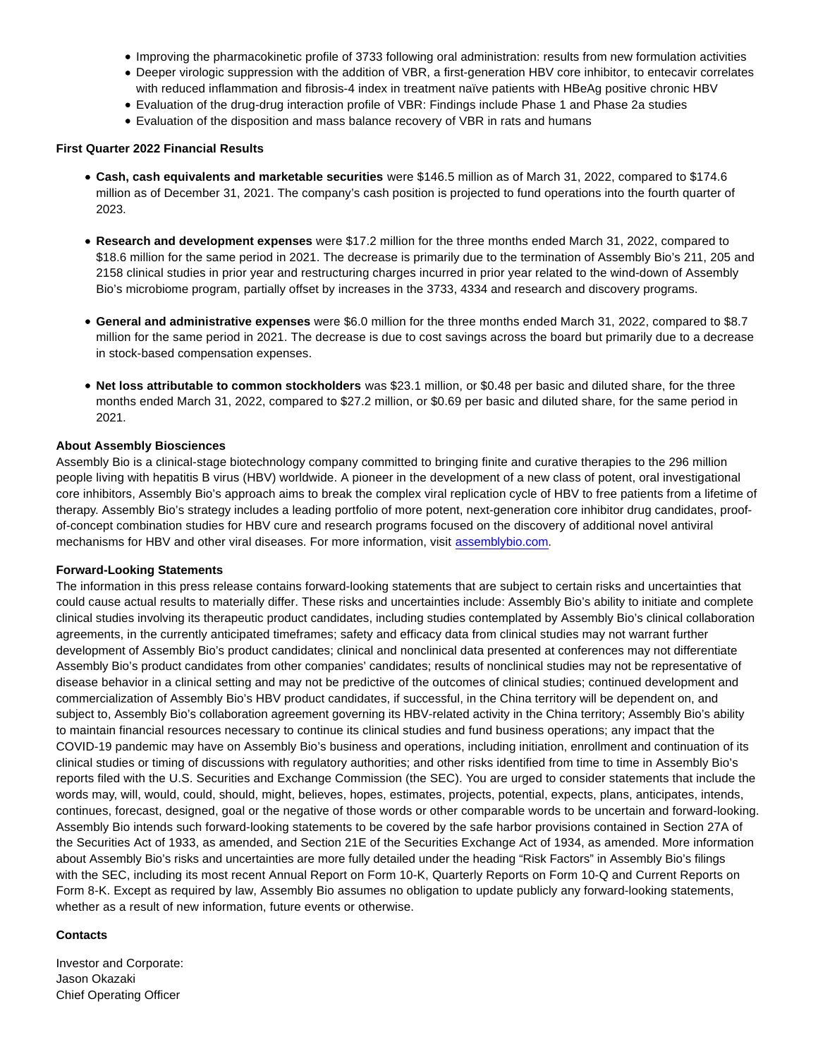- Improving the pharmacokinetic profile of 3733 following oral administration: results from new formulation activities
- Deeper virologic suppression with the addition of VBR, a first-generation HBV core inhibitor, to entecavir correlates with reduced inflammation and fibrosis-4 index in treatment naïve patients with HBeAg positive chronic HBV
- Evaluation of the drug-drug interaction profile of VBR: Findings include Phase 1 and Phase 2a studies
- Evaluation of the disposition and mass balance recovery of VBR in rats and humans

**First Quarter 2022 Financial Results**

- **Cash, cash equivalents and marketable securities** were $146.5 million as of March 31, 2022, compared to $174.6 million as of December 31, 2021. The company's cash position is projected to fund operations into the fourth quarter of 2023.

- **Research and development expenses** were $17.2 million for the three months ended March 31, 2022, compared to $18.6 million for the same period in 2021. The decrease is primarily due to the termination of Assembly Bio's 211, 205 and 2158 clinical studies in prior year and restructuring charges incurred in prior year related to the wind-down of Assembly Bio's microbiome program, partially offset by increases in the 3733, 4334 and research and discovery programs.

- **General and administrative expenses** were $6.0 million for the three months ended March 31, 2022, compared to $8.7 million for the same period in 2021. The decrease is due to cost savings across the board but primarily due to a decrease in stock-based compensation expenses.

- **Net loss attributable to common stockholders** was $23.1 million, or $0.48 per basic and diluted share, for the three months ended March 31, 2022, compared to $27.2 million, or $0.69 per basic and diluted share, for the same period in 2021.

**About Assembly Biosciences**

Assembly Bio is a clinical-stage biotechnology company committed to bringing finite and curative therapies to the 296 million people living with hepatitis B virus (HBV) worldwide. A pioneer in the development of a new class of potent, oral investigational core inhibitors, Assembly Bio's approach aims to break the complex viral replication cycle of HBV to free patients from a lifetime of therapy. Assembly Bio's strategy includes a leading portfolio of more potent, next-generation core inhibitor drug candidates, proof-of-concept combination studies for HBV cure and research programs focused on the discovery of additional novel antiviral mechanisms for HBV and other viral diseases. For more information, visit assemblybio.com.

**Forward-Looking Statements**

The information in this press release contains forward-looking statements that are subject to certain risks and uncertainties that could cause actual results to materially differ. These risks and uncertainties include: Assembly Bio's ability to initiate and complete clinical studies involving its therapeutic product candidates, including studies contemplated by Assembly Bio's clinical collaboration agreements, in the currently anticipated timeframes; safety and efficacy data from clinical studies may not warrant further development of Assembly Bio's product candidates; clinical and nonclinical data presented at conferences may not differentiate Assembly Bio's product candidates from other companies' candidates; results of nonclinical studies may not be representative of disease behavior in a clinical setting and may not be predictive of the outcomes of clinical studies; continued development and commercialization of Assembly Bio's HBV product candidates, if successful, in the China territory will be dependent on, and subject to, Assembly Bio's collaboration agreement governing its HBV-related activity in the China territory; Assembly Bio's ability to maintain financial resources necessary to continue its clinical studies and fund business operations; any impact that the COVID-19 pandemic may have on Assembly Bio's business and operations, including initiation, enrollment and continuation of its clinical studies or timing of discussions with regulatory authorities; and other risks identified from time to time in Assembly Bio's reports filed with the U.S. Securities and Exchange Commission (the SEC). You are urged to consider statements that include the words may, will, would, could, should, might, believes, hopes, estimates, projects, potential, expects, plans, anticipates, intends, continues, forecast, designed, goal or the negative of those words or other comparable words to be uncertain and forward-looking. Assembly Bio intends such forward-looking statements to be covered by the safe harbor provisions contained in Section 27A of the Securities Act of 1933, as amended, and Section 21E of the Securities Exchange Act of 1934, as amended. More information about Assembly Bio's risks and uncertainties are more fully detailed under the heading "Risk Factors" in Assembly Bio's filings with the SEC, including its most recent Annual Report on Form 10-K, Quarterly Reports on Form 10-Q and Current Reports on Form 8-K. Except as required by law, Assembly Bio assumes no obligation to update publicly any forward-looking statements, whether as a result of new information, future events or otherwise.

**Contacts**

Investor and Corporate:
Jason Okazaki
Chief Operating Officer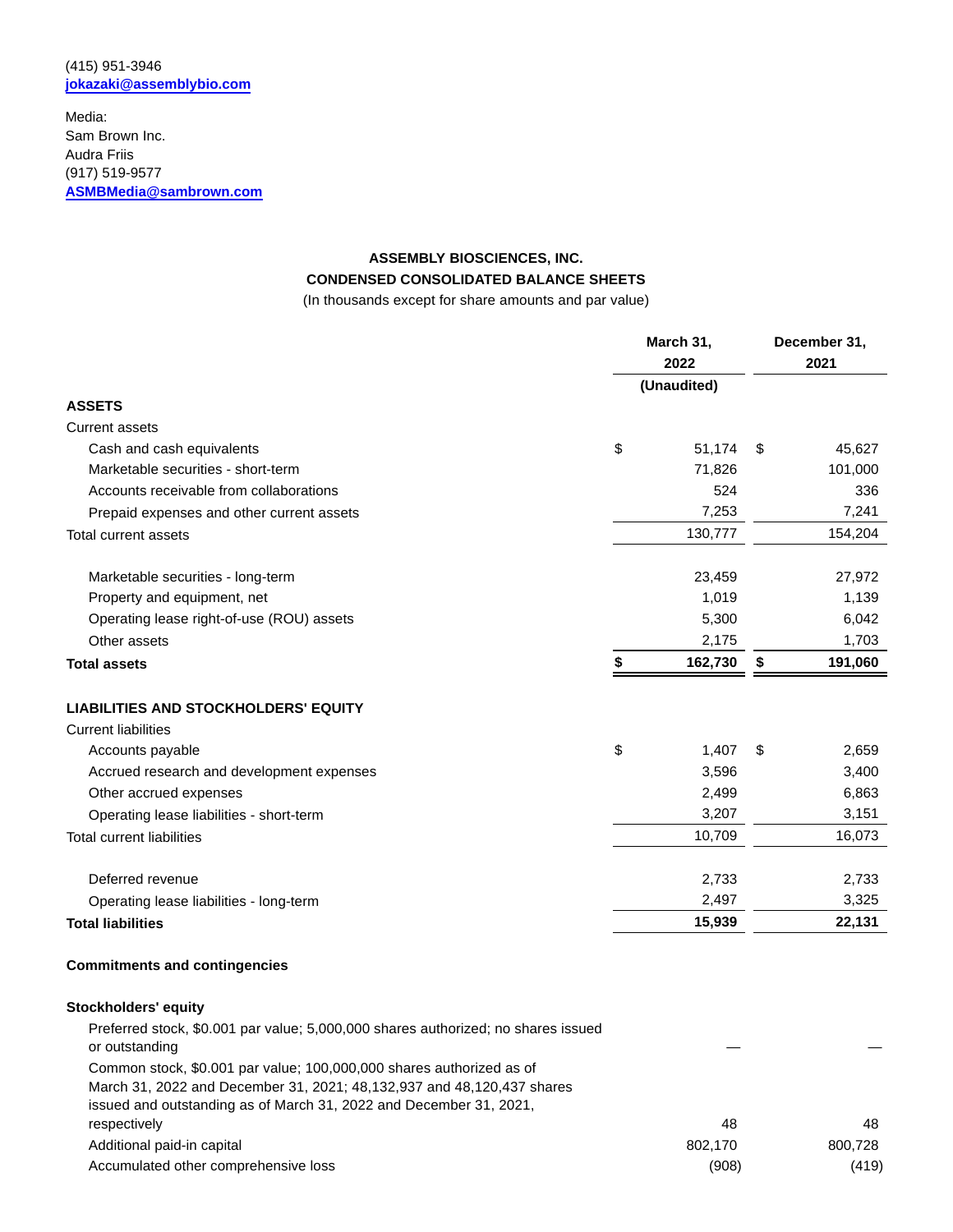(415) 951-3946
[jokazaki@assemblybio.com](mailto:jokazaki@assemblybio.com)

Media:
Sam Brown Inc.
Audra Friis
(917) 519-9577
[ASMBMedia@sambrown.com](mailto:ASMBMedia@sambrown.com)

**ASSEMBLY BIOSCIENCES, INC.**
**CONDENSED CONSOLIDATED BALANCE SHEETS**
(In thousands except for share amounts and par value)

| | March 31, 2022 (Unaudited) | December 31, 2021 |
|---|---|---|
| **ASSETS** | | |
| Current assets | | |
| Cash and cash equivalents | $ 51,174 | $ 45,627 |
| Marketable securities - short-term | 71,826 | 101,000 |
| Accounts receivable from collaborations | 524 | 336 |
| Prepaid expenses and other current assets | 7,253 | 7,241 |
| Total current assets | 130,777 | 154,204 |
| Marketable securities - long-term | 23,459 | 27,972 |
| Property and equipment, net | 1,019 | 1,139 |
| Operating lease right-of-use (ROU) assets | 5,300 | 6,042 |
| Other assets | 2,175 | 1,703 |
| **Total assets** | **$ 162,730** | **$ 191,060** |
| **LIABILITIES AND STOCKHOLDERS' EQUITY** | | |
| Current liabilities | | |
| Accounts payable | $ 1,407 | $ 2,659 |
| Accrued research and development expenses | 3,596 | 3,400 |
| Other accrued expenses | 2,499 | 6,863 |
| Operating lease liabilities - short-term | 3,207 | 3,151 |
| Total current liabilities | 10,709 | 16,073 |
| Deferred revenue | 2,733 | 2,733 |
| Operating lease liabilities - long-term | 2,497 | 3,325 |
| **Total liabilities** | **15,939** | **22,131** |
| **Commitments and contingencies** | | |
| **Stockholders' equity** | | |
| Preferred stock, $0.001 par value; 5,000,000 shares authorized; no shares issued or outstanding | — | — |
| Common stock, $0.001 par value; 100,000,000 shares authorized as of March 31, 2022 and December 31, 2021; 48,132,937 and 48,120,437 shares issued and outstanding as of March 31, 2022 and December 31, 2021, respectively | 48 | 48 |
| Additional paid-in capital | 802,170 | 800,728 |
| Accumulated other comprehensive loss | (908) | (419) |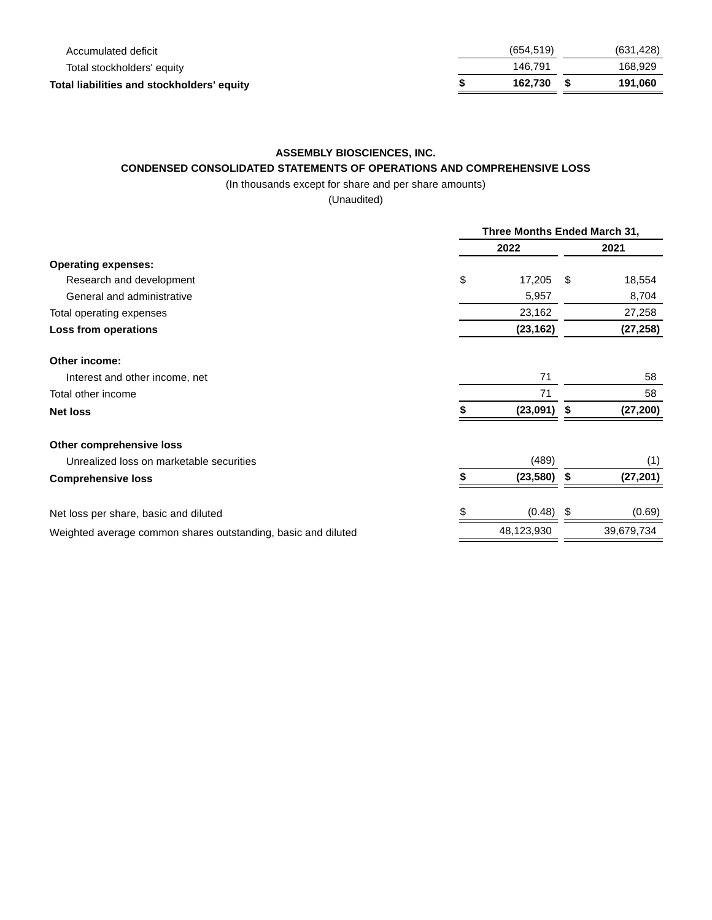| | | |
|---|---|---|
| Accumulated deficit | (654,519) | (631,428) |
| Total stockholders' equity | 146,791 | 168,929 |
| **Total liabilities and stockholders' equity** | **$ 162,730** | **$ 191,060** |

**ASSEMBLY BIOSCIENCES, INC.**

**CONDENSED CONSOLIDATED STATEMENTS OF OPERATIONS AND COMPREHENSIVE LOSS**

(In thousands except for share and per share amounts)

(Unaudited)

| | Three Months Ended March 31, | |
|---|---|---|
| | **2022** | **2021** |
| **Operating expenses:** | | |
| Research and development | $ 17,205 | $ 18,554 |
| General and administrative | 5,957 | 8,704 |
| Total operating expenses | 23,162 | 27,258 |
| **Loss from operations** | **(23,162)** | **(27,258)** |
| **Other income:** | | |
| Interest and other income, net | 71 | 58 |
| Total other income | 71 | 58 |
| **Net loss** | **$ (23,091)** | **$ (27,200)** |
| **Other comprehensive loss** | | |
| Unrealized loss on marketable securities | (489) | (1) |
| **Comprehensive loss** | **$ (23,580)** | **$ (27,201)** |
| Net loss per share, basic and diluted | $ (0.48) | $ (0.69) |
| Weighted average common shares outstanding, basic and diluted | 48,123,930 | 39,679,734 |